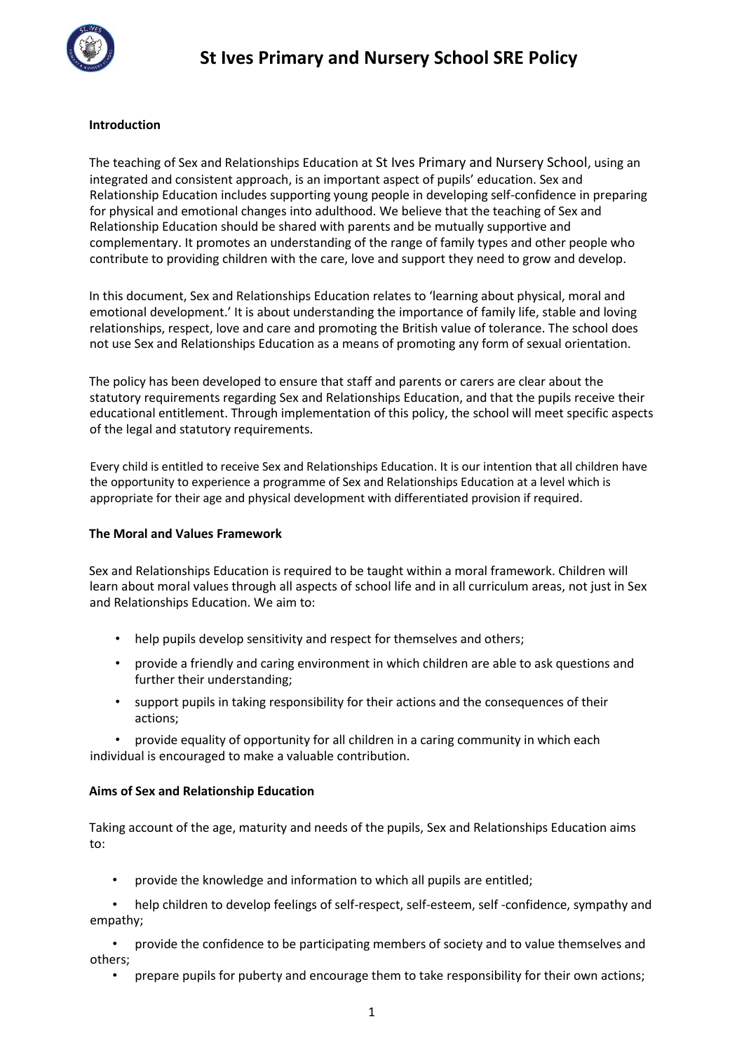# St Ives Primary and Nursery School SRE Policy

**Introduction**

The teaching of Sex and Relationships Education at St Ives Primary and Nursery School, using an integrated and consistent approach, is an important aspect of pupils' education. Sex and Relationship Education includes supporting young people in developing self-confidence in preparing for physical and emotional changes into adulthood. We believe that the teaching of Sex and Relationship Education should be shared with parents and be mutually supportive and complementary. It promotes an understanding of the range of family types and other people who contribute to providing children with the care, love and support they need to grow and develop.

In this document, Sex and Relationships Education relates to 'learning about physical, moral and emotional development.' It is about understanding the importance of family life, stable and loving relationships, respect, love and care and promoting the British value of tolerance. The school does not use Sex and Relationships Education as a means of promoting any form of sexual orientation.

The policy has been developed to ensure that staff and parents or carers are clear about the statutory requirements regarding Sex and Relationships Education, and that the pupils receive their educational entitlement. Through implementation of this policy, the school will meet specific aspects of the legal and statutory requirements.

Every child is entitled to receive Sex and Relationships Education. It is our intention that all children have the opportunity to experience a programme of Sex and Relationships Education at a level which is appropriate for their age and physical development with differentiated provision if required.

**The Moral and Values Framework**

Sex and Relationships Education is required to be taught within a moral framework. Children will learn about moral values through all aspects of school life and in all curriculum areas, not just in Sex and Relationships Education. We aim to:

- help pupils develop sensitivity and respect for themselves and others;
- provide a friendly and caring environment in which children are able to ask questions and further their understanding;
- support pupils in taking responsibility for their actions and the consequences of their actions;
- provide equality of opportunity for all children in a caring community in which each individual is encouraged to make a valuable contribution.

**Aims of Sex and Relationship Education**

Taking account of the age, maturity and needs of the pupils, Sex and Relationships Education aims to:

- provide the knowledge and information to which all pupils are entitled;
- help children to develop feelings of self-respect, self-esteem, self -confidence, sympathy and empathy;
- provide the confidence to be participating members of society and to value themselves and others;
- prepare pupils for puberty and encourage them to take responsibility for their own actions;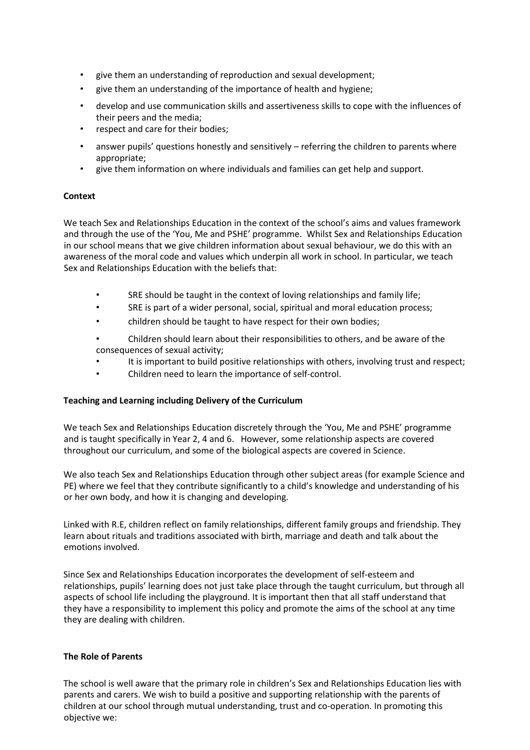- give them an understanding of reproduction and sexual development;
- give them an understanding of the importance of health and hygiene;
- develop and use communication skills and assertiveness skills to cope with the influences of their peers and the media;
- respect and care for their bodies;
- answer pupils' questions honestly and sensitively – referring the children to parents where appropriate;
- give them information on where individuals and families can get help and support.

**Context**

We teach Sex and Relationships Education in the context of the school's aims and values framework and through the use of the 'You, Me and PSHE' programme. Whilst Sex and Relationships Education in our school means that we give children information about sexual behaviour, we do this with an awareness of the moral code and values which underpin all work in school. In particular, we teach Sex and Relationships Education with the beliefs that:

- SRE should be taught in the context of loving relationships and family life;
- SRE is part of a wider personal, social, spiritual and moral education process;
- children should be taught to have respect for their own bodies;
- Children should learn about their responsibilities to others, and be aware of the consequences of sexual activity;
- It is important to build positive relationships with others, involving trust and respect;
- Children need to learn the importance of self-control.

**Teaching and Learning including Delivery of the Curriculum**

We teach Sex and Relationships Education discretely through the 'You, Me and PSHE' programme and is taught specifically in Year 2, 4 and 6. However, some relationship aspects are covered throughout our curriculum, and some of the biological aspects are covered in Science.

We also teach Sex and Relationships Education through other subject areas (for example Science and PE) where we feel that they contribute significantly to a child's knowledge and understanding of his or her own body, and how it is changing and developing.

Linked with R.E, children reflect on family relationships, different family groups and friendship. They learn about rituals and traditions associated with birth, marriage and death and talk about the emotions involved.

Since Sex and Relationships Education incorporates the development of self-esteem and relationships, pupils' learning does not just take place through the taught curriculum, but through all aspects of school life including the playground. It is important then that all staff understand that they have a responsibility to implement this policy and promote the aims of the school at any time they are dealing with children.

**The Role of Parents**

The school is well aware that the primary role in children's Sex and Relationships Education lies with parents and carers. We wish to build a positive and supporting relationship with the parents of children at our school through mutual understanding, trust and co-operation. In promoting this objective we: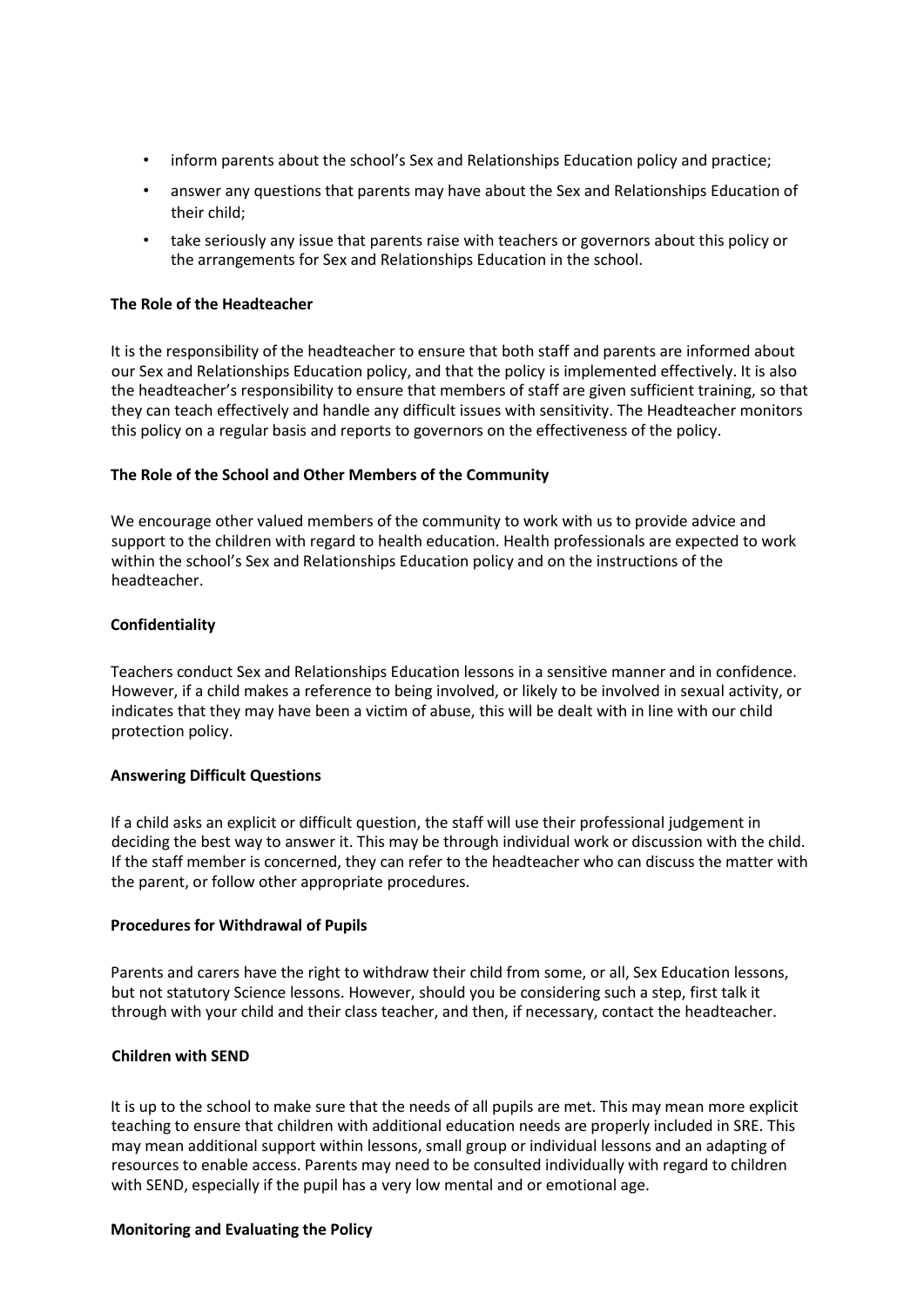- inform parents about the school's Sex and Relationships Education policy and practice;
- answer any questions that parents may have about the Sex and Relationships Education of their child;
- take seriously any issue that parents raise with teachers or governors about this policy or the arrangements for Sex and Relationships Education in the school.

**The Role of the Headteacher**

It is the responsibility of the headteacher to ensure that both staff and parents are informed about our Sex and Relationships Education policy, and that the policy is implemented effectively. It is also the headteacher's responsibility to ensure that members of staff are given sufficient training, so that they can teach effectively and handle any difficult issues with sensitivity. The Headteacher monitors this policy on a regular basis and reports to governors on the effectiveness of the policy.

**The Role of the School and Other Members of the Community**

We encourage other valued members of the community to work with us to provide advice and support to the children with regard to health education. Health professionals are expected to work within the school's Sex and Relationships Education policy and on the instructions of the headteacher.

**Confidentiality**

Teachers conduct Sex and Relationships Education lessons in a sensitive manner and in confidence. However, if a child makes a reference to being involved, or likely to be involved in sexual activity, or indicates that they may have been a victim of abuse, this will be dealt with in line with our child protection policy.

**Answering Difficult Questions**

If a child asks an explicit or difficult question, the staff will use their professional judgement in deciding the best way to answer it. This may be through individual work or discussion with the child. If the staff member is concerned, they can refer to the headteacher who can discuss the matter with the parent, or follow other appropriate procedures.

**Procedures for Withdrawal of Pupils**

Parents and carers have the right to withdraw their child from some, or all, Sex Education lessons, but not statutory Science lessons. However, should you be considering such a step, first talk it through with your child and their class teacher, and then, if necessary, contact the headteacher.

**Children with SEND**

It is up to the school to make sure that the needs of all pupils are met. This may mean more explicit teaching to ensure that children with additional education needs are properly included in SRE. This may mean additional support within lessons, small group or individual lessons and an adapting of resources to enable access. Parents may need to be consulted individually with regard to children with SEND, especially if the pupil has a very low mental and or emotional age.

**Monitoring and Evaluating the Policy**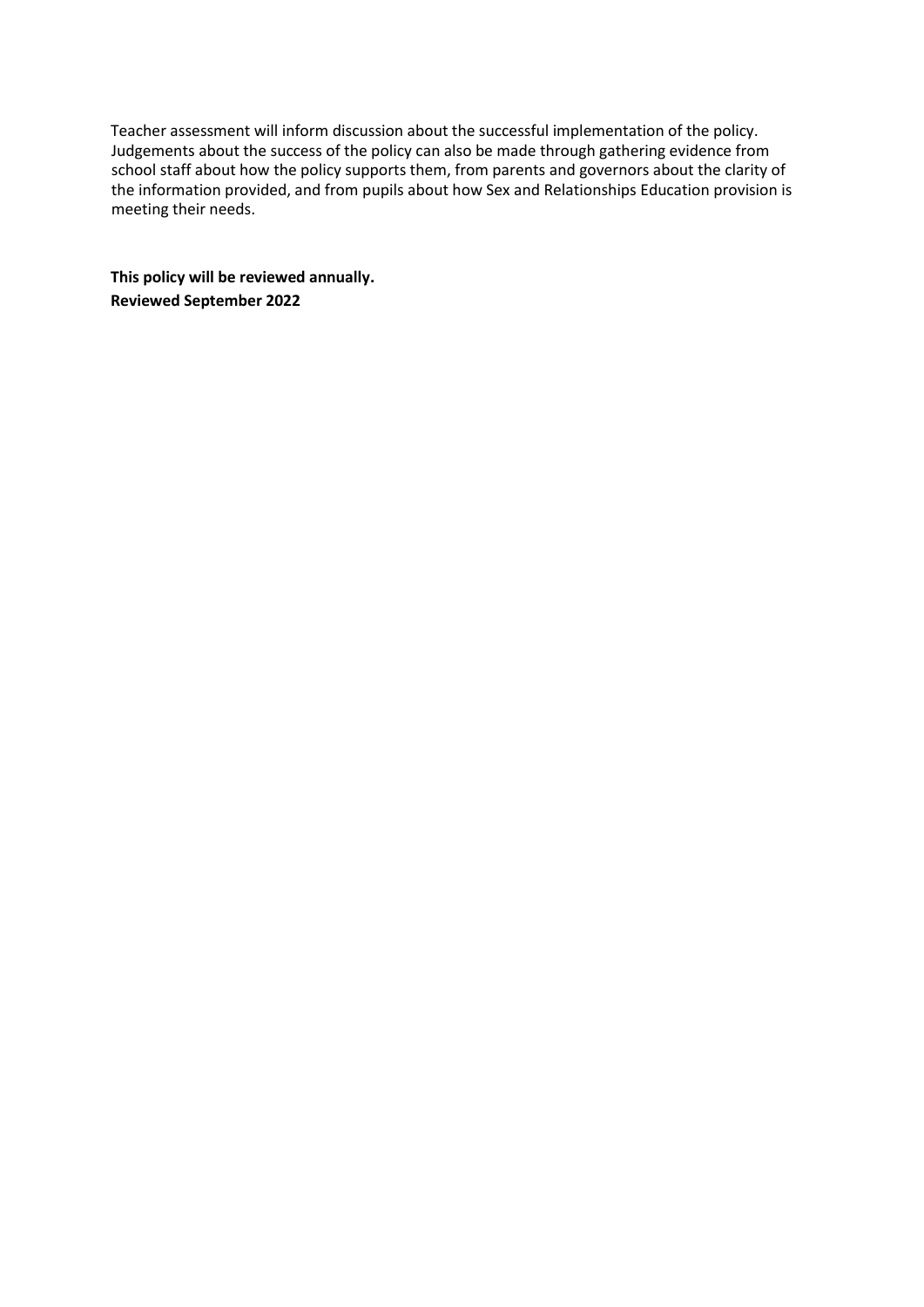Teacher assessment will inform discussion about the successful implementation of the policy. Judgements about the success of the policy can also be made through gathering evidence from school staff about how the policy supports them, from parents and governors about the clarity of the information provided, and from pupils about how Sex and Relationships Education provision is meeting their needs.

**This policy will be reviewed annually.**
**Reviewed September 2022**